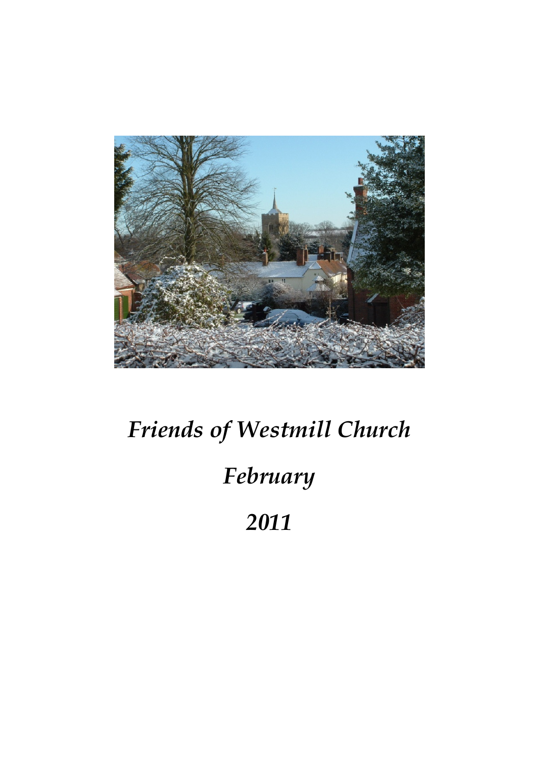*Friends of Westmill Church*

*February*

*2011*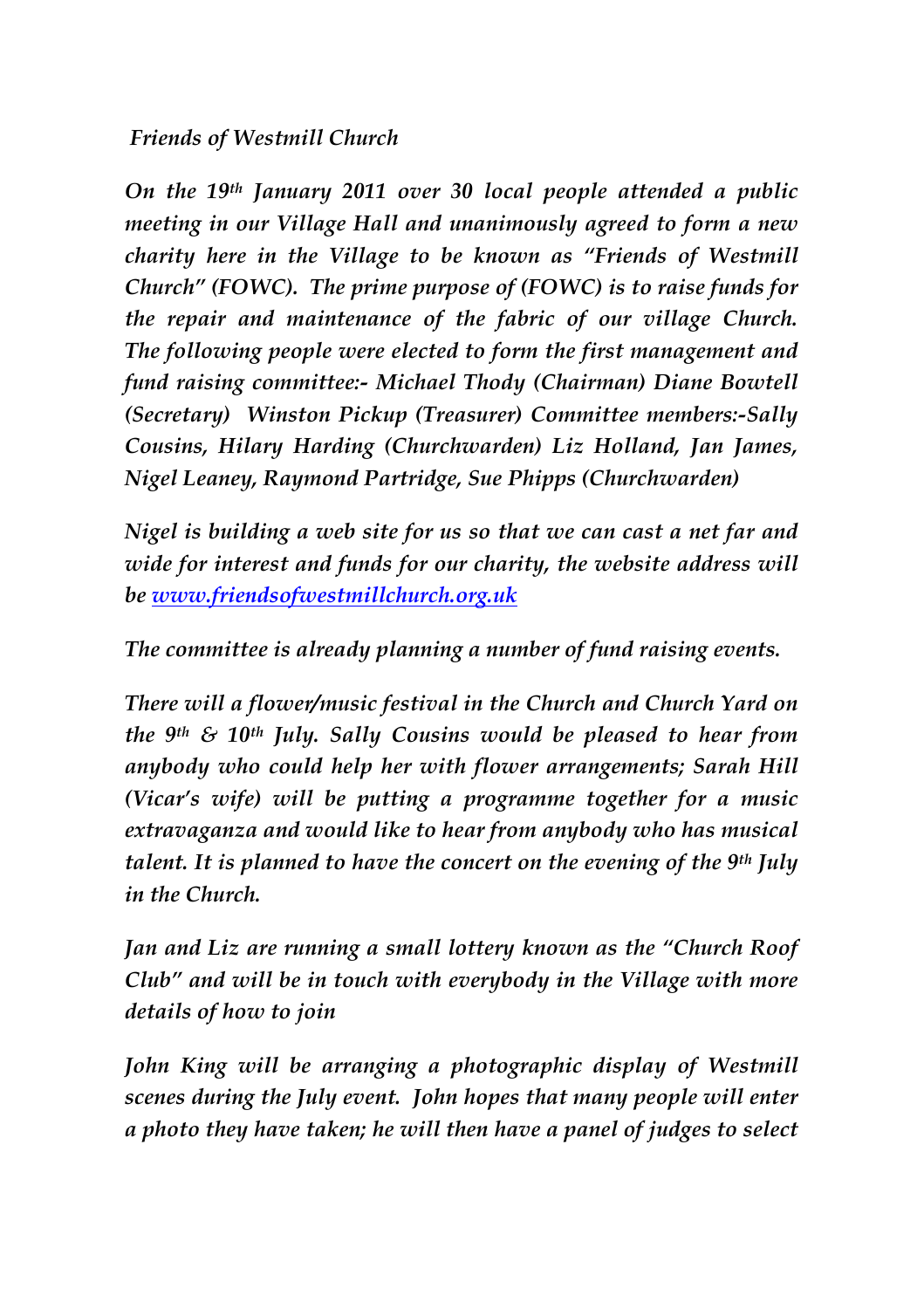*Friends of Westmill Church*

***On the 19th January 2011 over 30 local people attended a public meeting in our Village Hall and unanimously agreed to form a new charity here in the Village to be known as "Friends of Westmill Church" (FOWC). The prime purpose of (FOWC) is to raise funds for the repair and maintenance of the fabric of our village Church. The following people were elected to form the first management and fund raising committee:- Michael Thody (Chairman) Diane Bowtell (Secretary) Winston Pickup (Treasurer) Committee members:-Sally Cousins, Hilary Harding (Churchwarden) Liz Holland, Jan James, Nigel Leaney, Raymond Partridge, Sue Phipps (Churchwarden)***

***Nigel is building a web site for us so that we can cast a net far and wide for interest and funds for our charity, the website address will be [www.friendsofwestmillchurch.org.uk](http://www.friendsofwestmillchurch.org.uk)***

***The committee is already planning a number of fund raising events.***

***There will a flower/music festival in the Church and Church Yard on the 9th & 10th July. Sally Cousins would be pleased to hear from anybody who could help her with flower arrangements; Sarah Hill (Vicar's wife) will be putting a programme together for a music extravaganza and would like to hear from anybody who has musical talent. It is planned to have the concert on the evening of the 9th July in the Church.***

***Jan and Liz are running a small lottery known as the "Church Roof Club" and will be in touch with everybody in the Village with more details of how to join***

***John King will be arranging a photographic display of Westmill scenes during the July event. John hopes that many people will enter a photo they have taken; he will then have a panel of judges to select***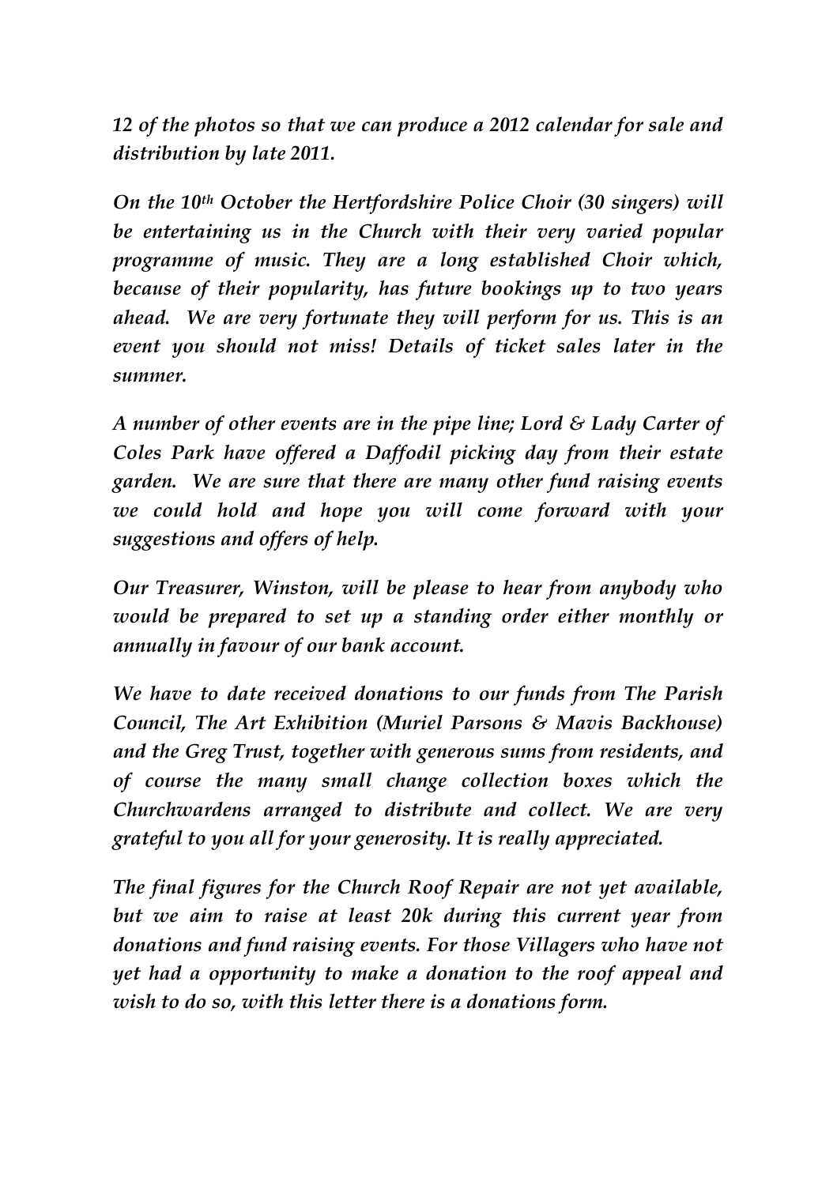*12 of the photos so that we can produce a 2012 calendar for sale and distribution by late 2011.*

*On the 10th October the Hertfordshire Police Choir (30 singers) will be entertaining us in the Church with their very varied popular programme of music. They are a long established Choir which, because of their popularity, has future bookings up to two years ahead. We are very fortunate they will perform for us. This is an event you should not miss! Details of ticket sales later in the summer.*

*A number of other events are in the pipe line; Lord & Lady Carter of Coles Park have offered a Daffodil picking day from their estate garden. We are sure that there are many other fund raising events we could hold and hope you will come forward with your suggestions and offers of help.*

*Our Treasurer, Winston, will be please to hear from anybody who would be prepared to set up a standing order either monthly or annually in favour of our bank account.*

*We have to date received donations to our funds from The Parish Council, The Art Exhibition (Muriel Parsons & Mavis Backhouse) and the Greg Trust, together with generous sums from residents, and of course the many small change collection boxes which the Churchwardens arranged to distribute and collect. We are very grateful to you all for your generosity. It is really appreciated.*

*The final figures for the Church Roof Repair are not yet available, but we aim to raise at least 20k during this current year from donations and fund raising events. For those Villagers who have not yet had a opportunity to make a donation to the roof appeal and wish to do so, with this letter there is a donations form.*